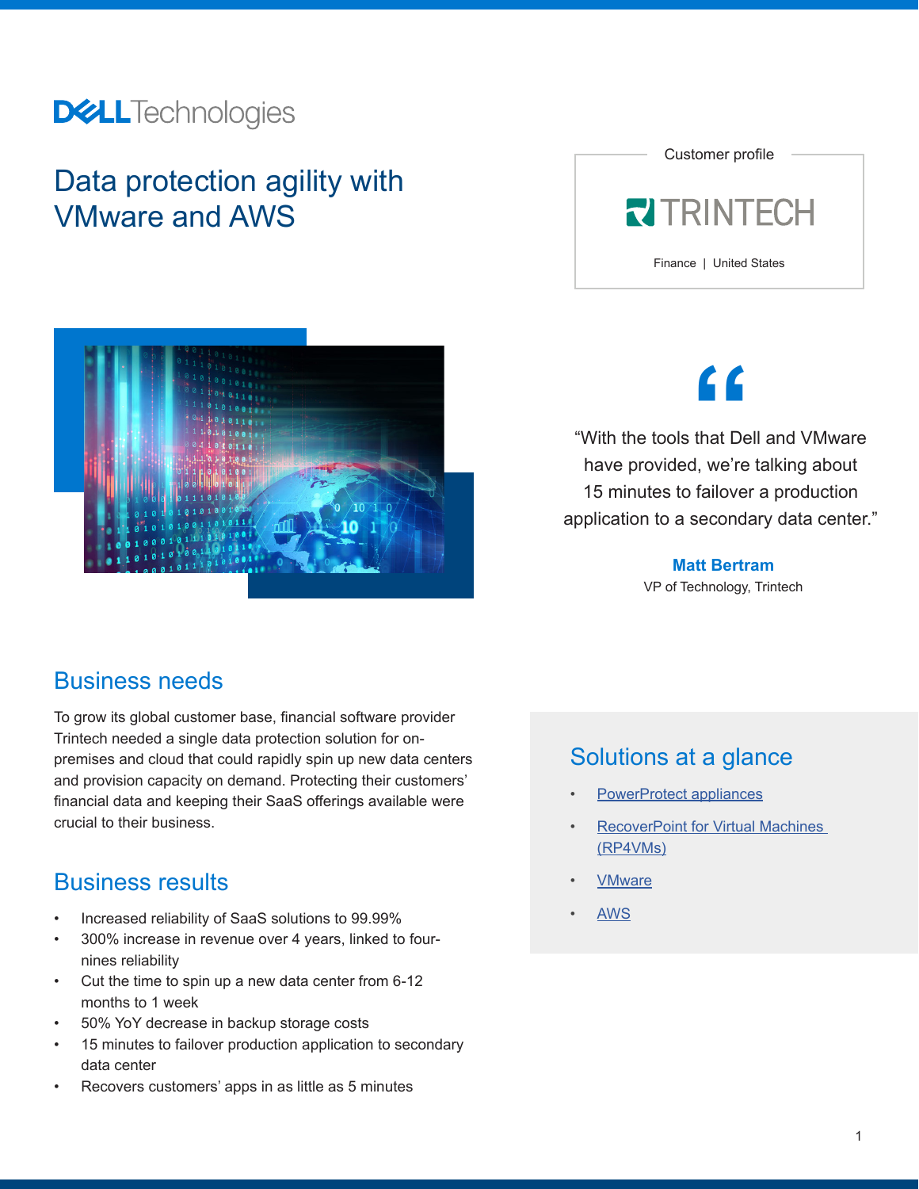# Data protection agility with VMware and AWS

Customer profile

TRINTECH

Finance | United States

> "With the tools that Dell and VMware have provided, we're talking about 15 minutes to failover a production application to a secondary data center."
>
> **Matt Bertram**
> VP of Technology, Trintech

## Business needs

To grow its global customer base, financial software provider Trintech needed a single data protection solution for on-premises and cloud that could rapidly spin up new data centers and provision capacity on demand. Protecting their customers' financial data and keeping their SaaS offerings available were crucial to their business.

## Business results

- Increased reliability of SaaS solutions to 99.99%
- 300% increase in revenue over 4 years, linked to four-nines reliability
- Cut the time to spin up a new data center from 6-12 months to 1 week
- 50% YoY decrease in backup storage costs
- 15 minutes to failover production application to secondary data center
- Recovers customers' apps in as little as 5 minutes

## Solutions at a glance

- PowerProtect appliances
- RecoverPoint for Virtual Machines (RP4VMs)
- VMware
- AWS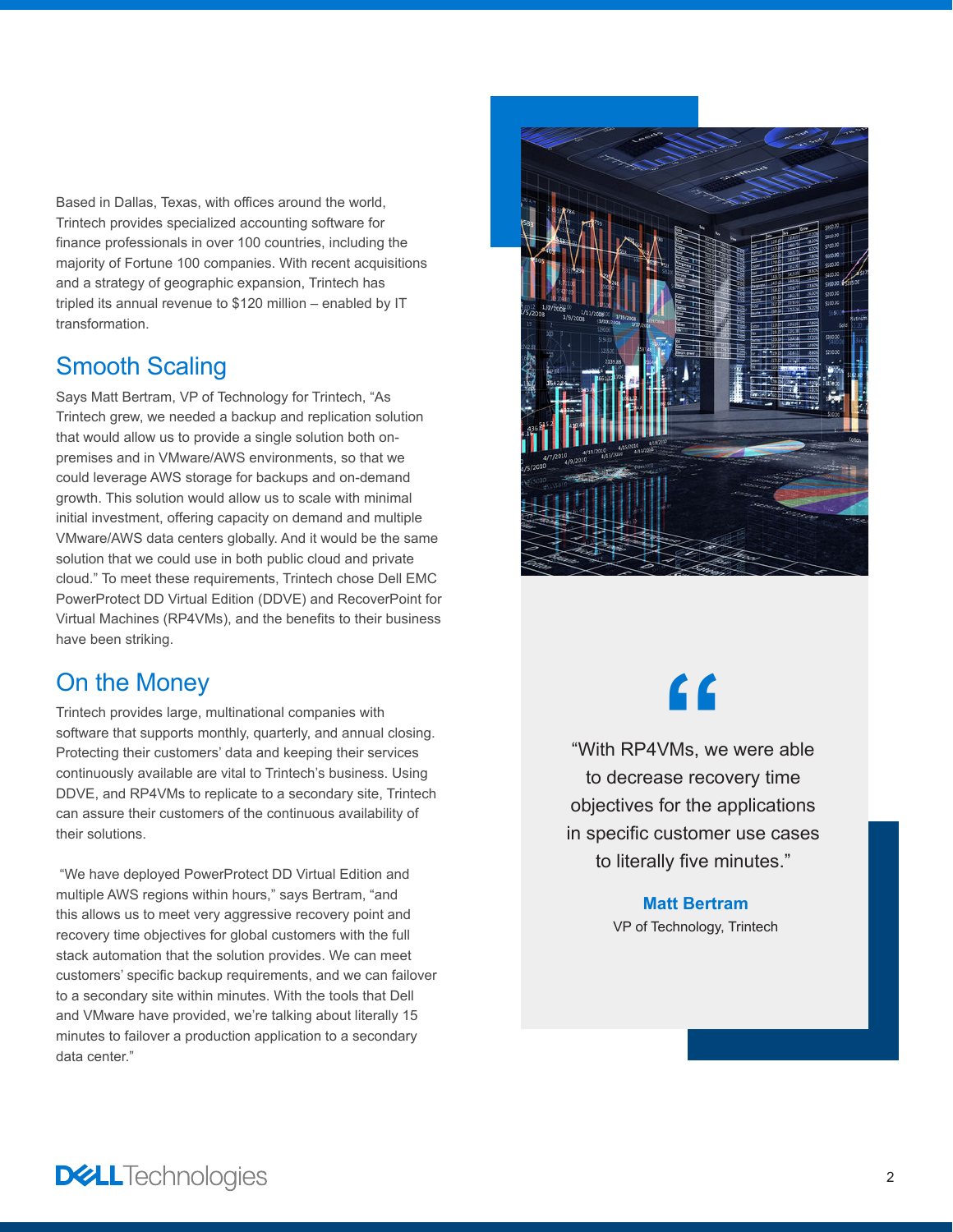Based in Dallas, Texas, with offices around the world, Trintech provides specialized accounting software for finance professionals in over 100 countries, including the majority of Fortune 100 companies. With recent acquisitions and a strategy of geographic expansion, Trintech has tripled its annual revenue to $120 million – enabled by IT transformation.

## Smooth Scaling

Says Matt Bertram, VP of Technology for Trintech, "As Trintech grew, we needed a backup and replication solution that would allow us to provide a single solution both on-premises and in VMware/AWS environments, so that we could leverage AWS storage for backups and on-demand growth. This solution would allow us to scale with minimal initial investment, offering capacity on demand and multiple VMware/AWS data centers globally. And it would be the same solution that we could use in both public cloud and private cloud." To meet these requirements, Trintech chose Dell EMC PowerProtect DD Virtual Edition (DDVE) and RecoverPoint for Virtual Machines (RP4VMs), and the benefits to their business have been striking.

## On the Money

Trintech provides large, multinational companies with software that supports monthly, quarterly, and annual closing. Protecting their customers' data and keeping their services continuously available are vital to Trintech's business. Using DDVE, and RP4VMs to replicate to a secondary site, Trintech can assure their customers of the continuous availability of their solutions.

"We have deployed PowerProtect DD Virtual Edition and multiple AWS regions within hours," says Bertram, "and this allows us to meet very aggressive recovery point and recovery time objectives for global customers with the full stack automation that the solution provides. We can meet customers' specific backup requirements, and we can failover to a secondary site within minutes. With the tools that Dell and VMware have provided, we're talking about literally 15 minutes to failover a production application to a secondary data center."

> "With RP4VMs, we were able to decrease recovery time objectives for the applications in specific customer use cases to literally five minutes."
>
> **Matt Bertram**
> VP of Technology, Trintech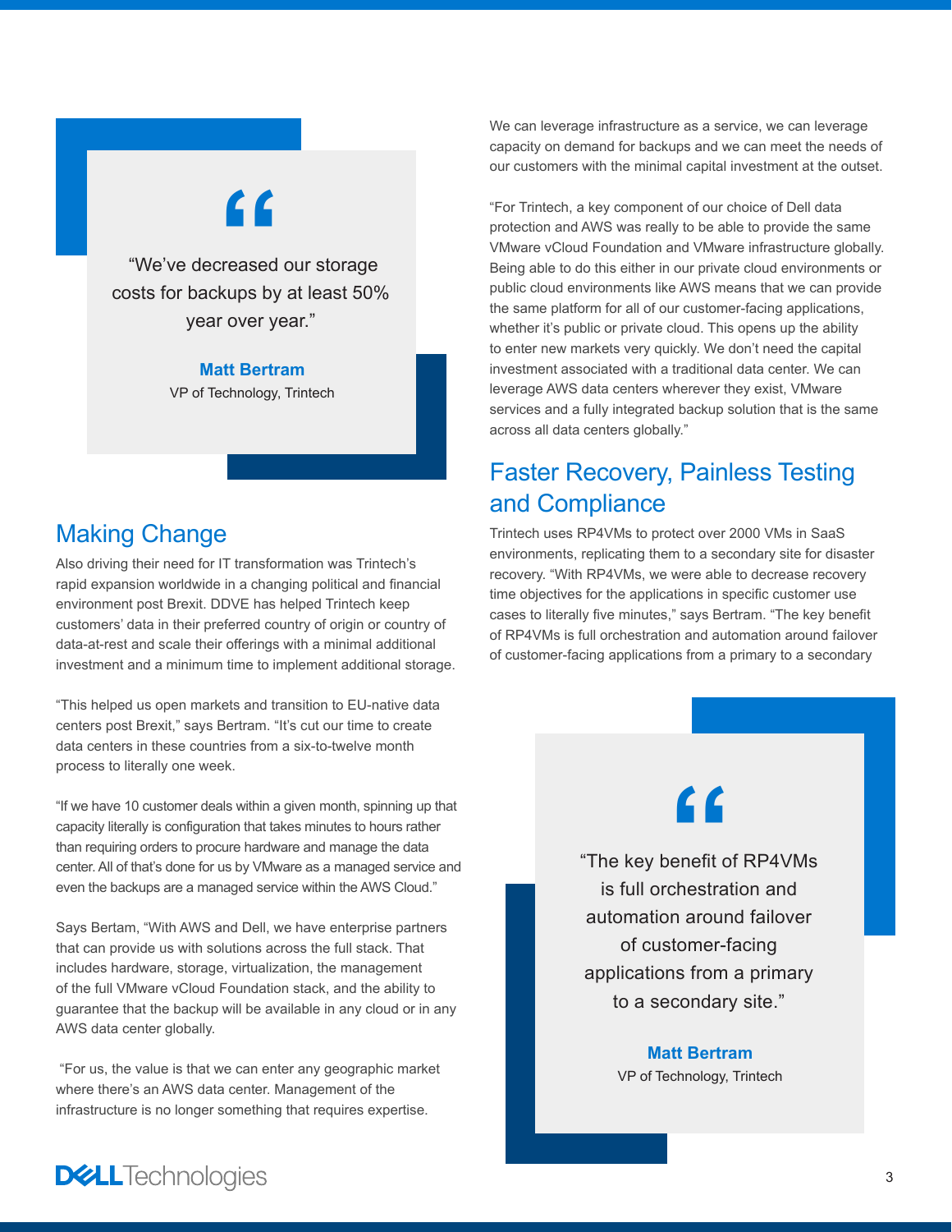> "We've decreased our storage costs for backups by at least 50% year over year."
>
> **Matt Bertram**
> VP of Technology, Trintech

## Making Change

Also driving their need for IT transformation was Trintech's rapid expansion worldwide in a changing political and financial environment post Brexit. DDVE has helped Trintech keep customers' data in their preferred country of origin or country of data-at-rest and scale their offerings with a minimal additional investment and a minimum time to implement additional storage.

"This helped us open markets and transition to EU-native data centers post Brexit," says Bertram. "It's cut our time to create data centers in these countries from a six-to-twelve month process to literally one week.

"If we have 10 customer deals within a given month, spinning up that capacity literally is configuration that takes minutes to hours rather than requiring orders to procure hardware and manage the data center. All of that's done for us by VMware as a managed service and even the backups are a managed service within the AWS Cloud."

Says Bertam, "With AWS and Dell, we have enterprise partners that can provide us with solutions across the full stack. That includes hardware, storage, virtualization, the management of the full VMware vCloud Foundation stack, and the ability to guarantee that the backup will be available in any cloud or in any AWS data center globally.

"For us, the value is that we can enter any geographic market where there's an AWS data center. Management of the infrastructure is no longer something that requires expertise. We can leverage infrastructure as a service, we can leverage capacity on demand for backups and we can meet the needs of our customers with the minimal capital investment at the outset.

"For Trintech, a key component of our choice of Dell data protection and AWS was really to be able to provide the same VMware vCloud Foundation and VMware infrastructure globally. Being able to do this either in our private cloud environments or public cloud environments like AWS means that we can provide the same platform for all of our customer-facing applications, whether it's public or private cloud. This opens up the ability to enter new markets very quickly. We don't need the capital investment associated with a traditional data center. We can leverage AWS data centers wherever they exist, VMware services and a fully integrated backup solution that is the same across all data centers globally."

## Faster Recovery, Painless Testing and Compliance

Trintech uses RP4VMs to protect over 2000 VMs in SaaS environments, replicating them to a secondary site for disaster recovery. "With RP4VMs, we were able to decrease recovery time objectives for the applications in specific customer use cases to literally five minutes," says Bertram. "The key benefit of RP4VMs is full orchestration and automation around failover of customer-facing applications from a primary to a secondary

> "The key benefit of RP4VMs is full orchestration and automation around failover of customer-facing applications from a primary to a secondary site."
>
> **Matt Bertram**
> VP of Technology, Trintech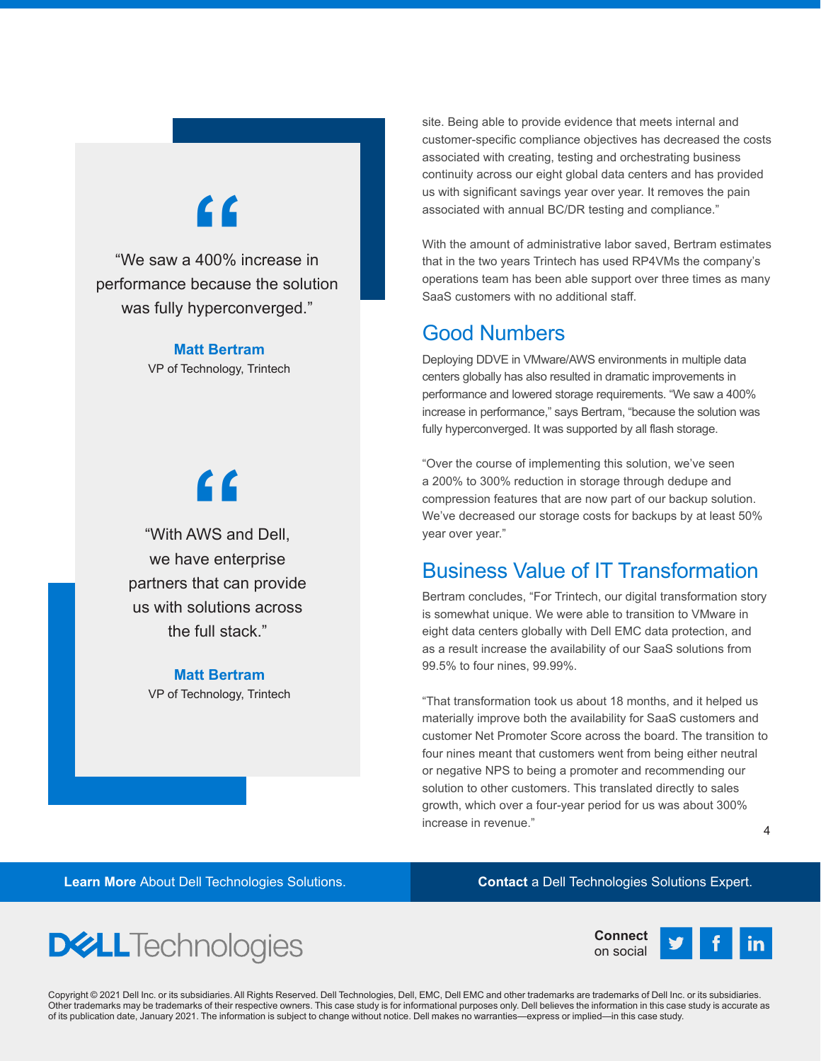> "We saw a 400% increase in performance because the solution was fully hyperconverged."
>
> **Matt Bertram**
> VP of Technology, Trintech

> "With AWS and Dell, we have enterprise partners that can provide us with solutions across the full stack."
>
> **Matt Bertram**
> VP of Technology, Trintech

site. Being able to provide evidence that meets internal and customer-specific compliance objectives has decreased the costs associated with creating, testing and orchestrating business continuity across our eight global data centers and has provided us with significant savings year over year. It removes the pain associated with annual BC/DR testing and compliance."

With the amount of administrative labor saved, Bertram estimates that in the two years Trintech has used RP4VMs the company's operations team has been able support over three times as many SaaS customers with no additional staff.

## Good Numbers

Deploying DDVE in VMware/AWS environments in multiple data centers globally has also resulted in dramatic improvements in performance and lowered storage requirements. "We saw a 400% increase in performance," says Bertram, "because the solution was fully hyperconverged. It was supported by all flash storage.

"Over the course of implementing this solution, we've seen a 200% to 300% reduction in storage through dedupe and compression features that are now part of our backup solution. We've decreased our storage costs for backups by at least 50% year over year."

## Business Value of IT Transformation

Bertram concludes, "For Trintech, our digital transformation story is somewhat unique. We were able to transition to VMware in eight data centers globally with Dell EMC data protection, and as a result increase the availability of our SaaS solutions from 99.5% to four nines, 99.99%.

"That transformation took us about 18 months, and it helped us materially improve both the availability for SaaS customers and customer Net Promoter Score across the board. The transition to four nines meant that customers went from being either neutral or negative NPS to being a promoter and recommending our solution to other customers. This translated directly to sales growth, which over a four-year period for us was about 300% increase in revenue."

**Learn More** About Dell Technologies Solutions.

**Contact** a Dell Technologies Solutions Expert.

DELL Technologies

**Connect** on social

Copyright © 2021 Dell Inc. or its subsidiaries. All Rights Reserved. Dell Technologies, Dell, EMC, Dell EMC and other trademarks are trademarks of Dell Inc. or its subsidiaries. Other trademarks may be trademarks of their respective owners. This case study is for informational purposes only. Dell believes the information in this case study is accurate as of its publication date, January 2021. The information is subject to change without notice. Dell makes no warranties—express or implied—in this case study.